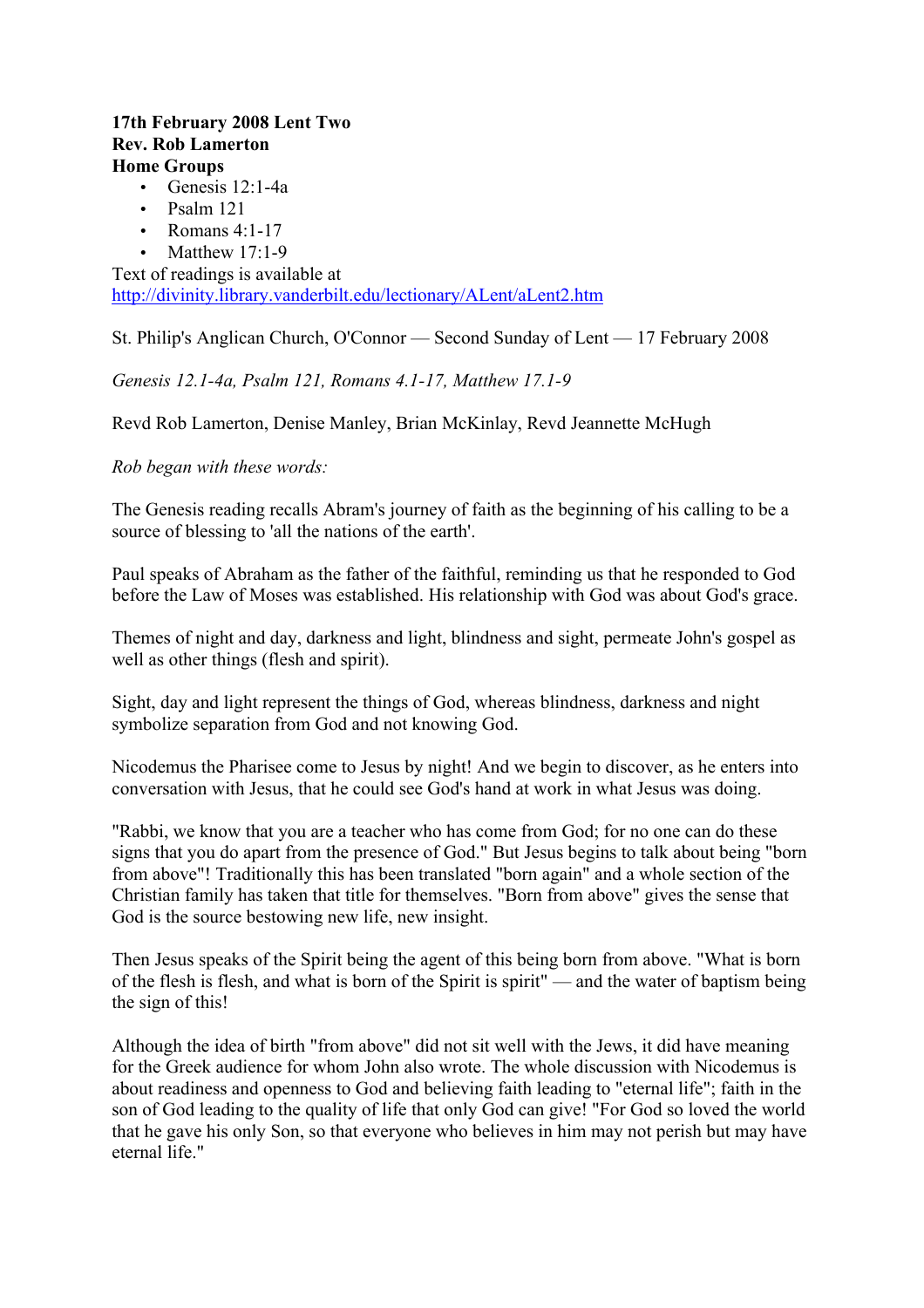**17th February 2008 Lent Two**
**Rev. Rob Lamerton**
**Home Groups**

- Genesis 12:1-4a
- Psalm 121
- Romans 4:1-17
- Matthew 17:1-9

Text of readings is available at
http://divinity.library.vanderbilt.edu/lectionary/ALent/aLent2.htm

St. Philip's Anglican Church, O'Connor — Second Sunday of Lent — 17 February 2008

*Genesis 12.1-4a, Psalm 121, Romans 4.1-17, Matthew 17.1-9*

Revd Rob Lamerton, Denise Manley, Brian McKinlay, Revd Jeannette McHugh

*Rob began with these words:*

The Genesis reading recalls Abram's journey of faith as the beginning of his calling to be a source of blessing to 'all the nations of the earth'.

Paul speaks of Abraham as the father of the faithful, reminding us that he responded to God before the Law of Moses was established. His relationship with God was about God's grace.

Themes of night and day, darkness and light, blindness and sight, permeate John's gospel as well as other things (flesh and spirit).

Sight, day and light represent the things of God, whereas blindness, darkness and night symbolize separation from God and not knowing God.

Nicodemus the Pharisee come to Jesus by night! And we begin to discover, as he enters into conversation with Jesus, that he could see God's hand at work in what Jesus was doing.

"Rabbi, we know that you are a teacher who has come from God; for no one can do these signs that you do apart from the presence of God." But Jesus begins to talk about being "born from above"! Traditionally this has been translated "born again" and a whole section of the Christian family has taken that title for themselves. "Born from above" gives the sense that God is the source bestowing new life, new insight.

Then Jesus speaks of the Spirit being the agent of this being born from above. "What is born of the flesh is flesh, and what is born of the Spirit is spirit" — and the water of baptism being the sign of this!

Although the idea of birth "from above" did not sit well with the Jews, it did have meaning for the Greek audience for whom John also wrote. The whole discussion with Nicodemus is about readiness and openness to God and believing faith leading to "eternal life"; faith in the son of God leading to the quality of life that only God can give! "For God so loved the world that he gave his only Son, so that everyone who believes in him may not perish but may have eternal life."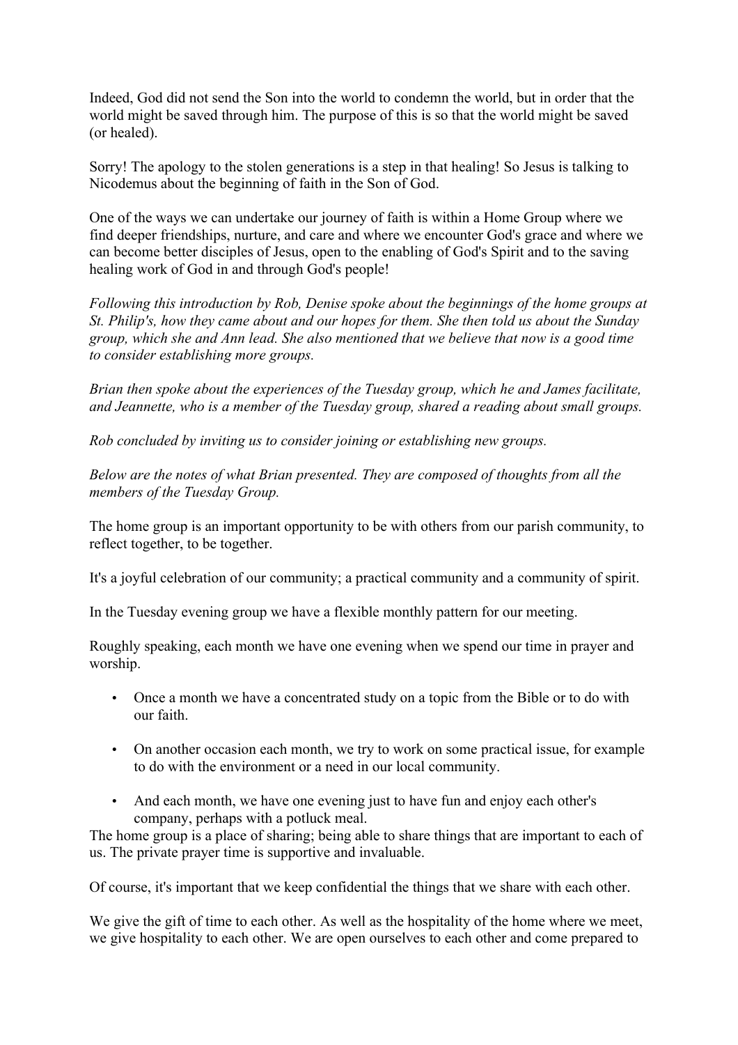Indeed, God did not send the Son into the world to condemn the world, but in order that the world might be saved through him. The purpose of this is so that the world might be saved (or healed).

Sorry! The apology to the stolen generations is a step in that healing! So Jesus is talking to Nicodemus about the beginning of faith in the Son of God.

One of the ways we can undertake our journey of faith is within a Home Group where we find deeper friendships, nurture, and care and where we encounter God's grace and where we can become better disciples of Jesus, open to the enabling of God's Spirit and to the saving healing work of God in and through God's people!

*Following this introduction by Rob, Denise spoke about the beginnings of the home groups at St. Philip's, how they came about and our hopes for them. She then told us about the Sunday group, which she and Ann lead. She also mentioned that we believe that now is a good time to consider establishing more groups.*

*Brian then spoke about the experiences of the Tuesday group, which he and James facilitate, and Jeannette, who is a member of the Tuesday group, shared a reading about small groups.*

*Rob concluded by inviting us to consider joining or establishing new groups.*

*Below are the notes of what Brian presented. They are composed of thoughts from all the members of the Tuesday Group.*

The home group is an important opportunity to be with others from our parish community, to reflect together, to be together.

It's a joyful celebration of our community; a practical community and a community of spirit.

In the Tuesday evening group we have a flexible monthly pattern for our meeting.

Roughly speaking, each month we have one evening when we spend our time in prayer and worship.

- Once a month we have a concentrated study on a topic from the Bible or to do with our faith.
- On another occasion each month, we try to work on some practical issue, for example to do with the environment or a need in our local community.
- And each month, we have one evening just to have fun and enjoy each other's company, perhaps with a potluck meal.

The home group is a place of sharing; being able to share things that are important to each of us. The private prayer time is supportive and invaluable.

Of course, it's important that we keep confidential the things that we share with each other.

We give the gift of time to each other. As well as the hospitality of the home where we meet, we give hospitality to each other. We are open ourselves to each other and come prepared to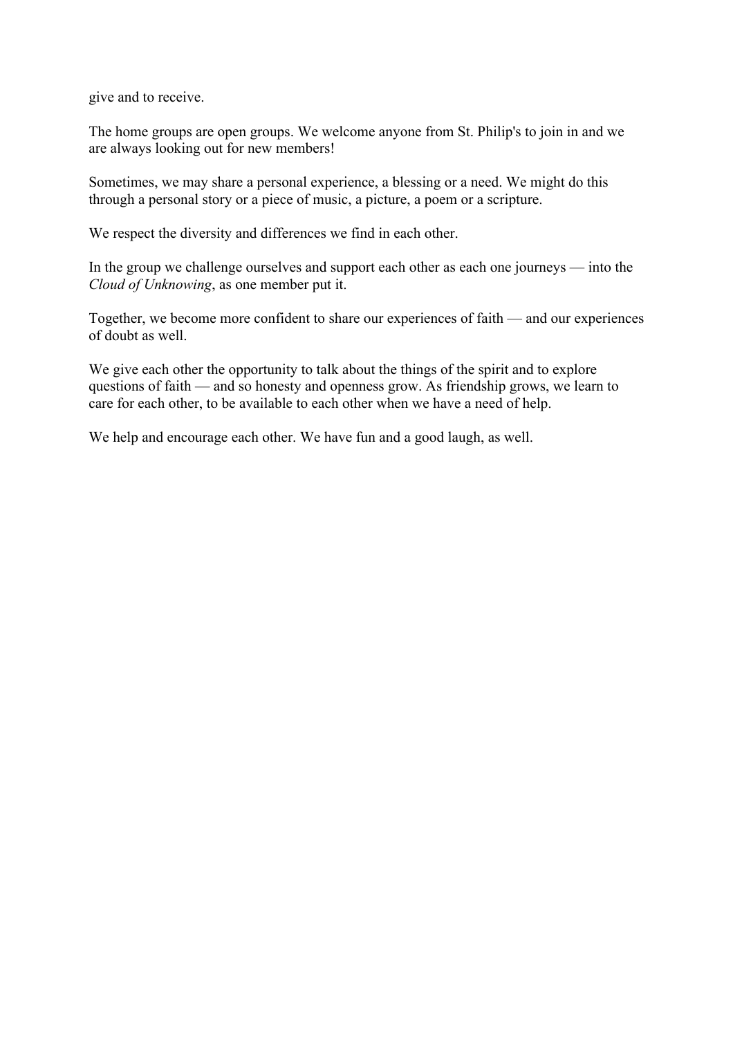give and to receive.

The home groups are open groups. We welcome anyone from St. Philip's to join in and we are always looking out for new members!

Sometimes, we may share a personal experience, a blessing or a need. We might do this through a personal story or a piece of music, a picture, a poem or a scripture.

We respect the diversity and differences we find in each other.

In the group we challenge ourselves and support each other as each one journeys — into the *Cloud of Unknowing*, as one member put it.

Together, we become more confident to share our experiences of faith — and our experiences of doubt as well.

We give each other the opportunity to talk about the things of the spirit and to explore questions of faith — and so honesty and openness grow. As friendship grows, we learn to care for each other, to be available to each other when we have a need of help.

We help and encourage each other. We have fun and a good laugh, as well.